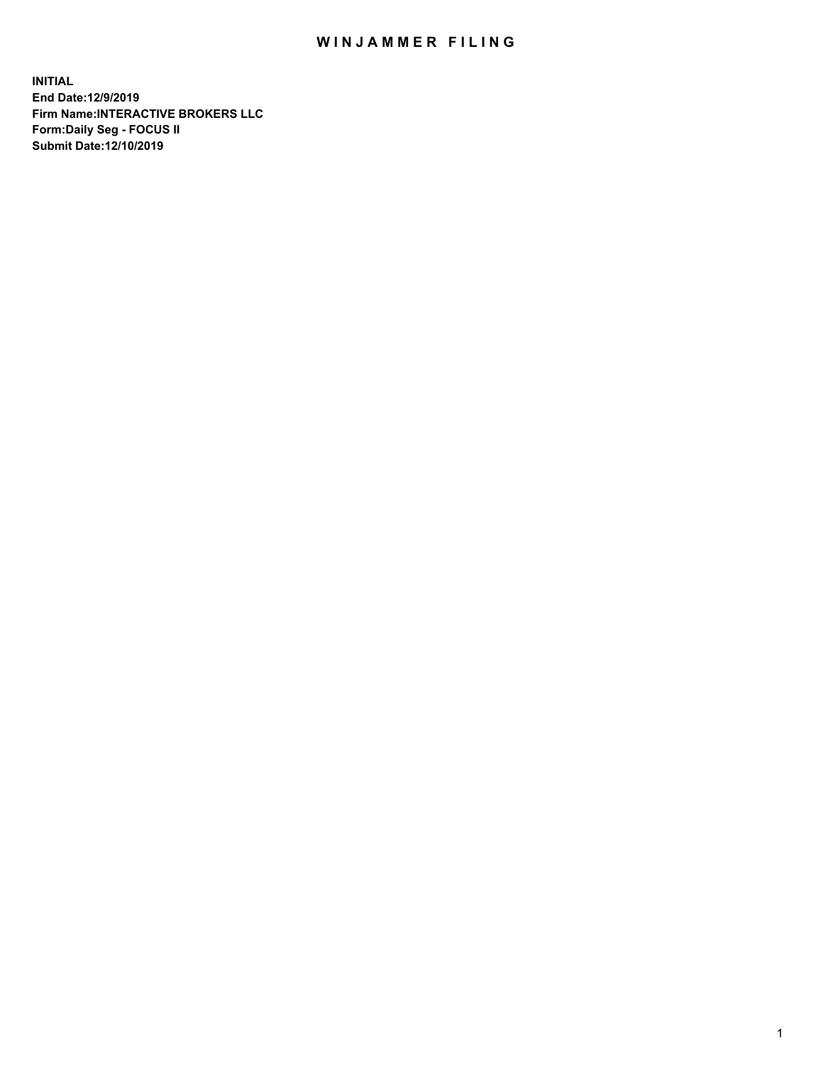# WINJAMMER FILING

**INITIAL**
**End Date:12/9/2019**
**Firm Name:INTERACTIVE BROKERS LLC**
**Form:Daily Seg - FOCUS II**
**Submit Date:12/10/2019**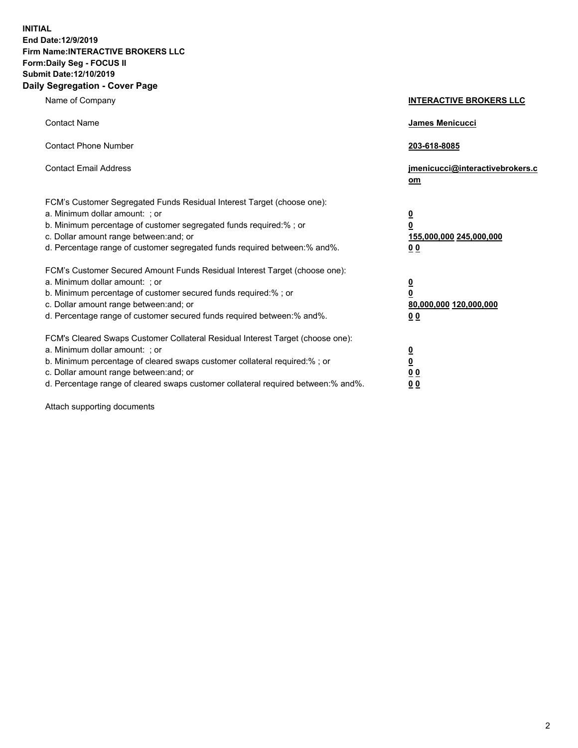**INITIAL**
**End Date:12/9/2019**
**Firm Name:INTERACTIVE BROKERS LLC**
**Form:Daily Seg - FOCUS II**
**Submit Date:12/10/2019**
**Daily Segregation - Cover Page**

| | |
|---|---|
| Name of Company | **INTERACTIVE BROKERS LLC** |
| Contact Name | **James Menicucci** |
| Contact Phone Number | **203-618-8085** |
| Contact Email Address | **jmenicucci@interactivebrokers.com** |
| FCM's Customer Segregated Funds Residual Interest Target (choose one): | |
| a. Minimum dollar amount: ; or | **0** |
| b. Minimum percentage of customer segregated funds required:% ; or | **0** |
| c. Dollar amount range between:and; or | **155,000,000 245,000,000** |
| d. Percentage range of customer segregated funds required between:% and%. | **0 0** |
| FCM's Customer Secured Amount Funds Residual Interest Target (choose one): | |
| a. Minimum dollar amount: ; or | **0** |
| b. Minimum percentage of customer secured funds required:% ; or | **0** |
| c. Dollar amount range between:and; or | **80,000,000 120,000,000** |
| d. Percentage range of customer secured funds required between:% and%. | **0 0** |
| FCM's Cleared Swaps Customer Collateral Residual Interest Target (choose one): | |
| a. Minimum dollar amount: ; or | **0** |
| b. Minimum percentage of cleared swaps customer collateral required:% ; or | **0** |
| c. Dollar amount range between:and; or | **0 0** |
| d. Percentage range of cleared swaps customer collateral required between:% and%. | **0 0** |

Attach supporting documents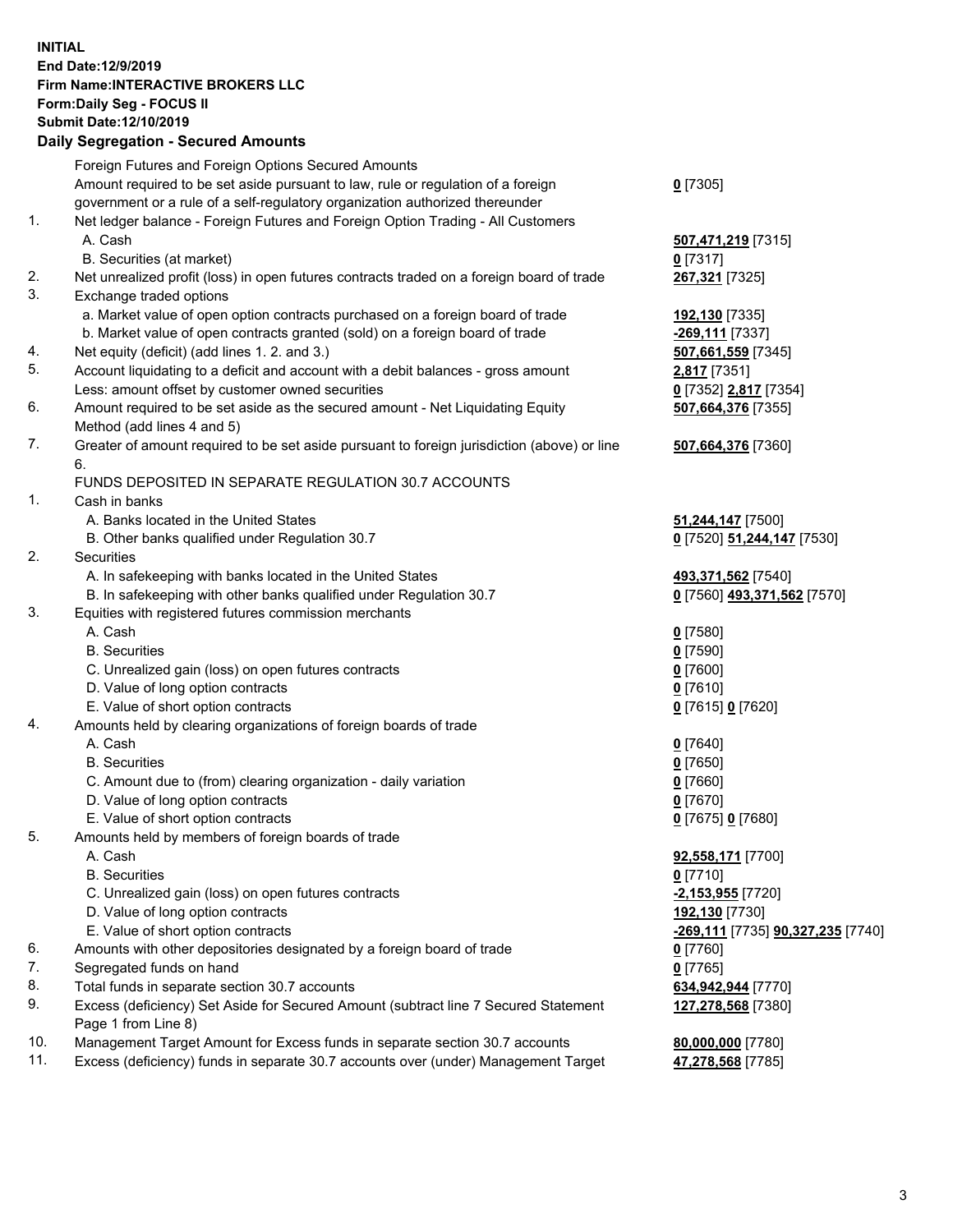**INITIAL**
**End Date:12/9/2019**
**Firm Name:INTERACTIVE BROKERS LLC**
**Form:Daily Seg - FOCUS II**
**Submit Date:12/10/2019**

## Daily Segregation - Secured Amounts

| | | |
|---|---|---|
| | Foreign Futures and Foreign Options Secured Amounts | |
| | Amount required to be set aside pursuant to law, rule or regulation of a foreign government or a rule of a self-regulatory organization authorized thereunder | **0** [7305] |
| 1. | Net ledger balance - Foreign Futures and Foreign Option Trading - All Customers | |
| | A. Cash | **507,471,219** [7315] |
| | B. Securities (at market) | **0** [7317] |
| 2. | Net unrealized profit (loss) in open futures contracts traded on a foreign board of trade | **267,321** [7325] |
| 3. | Exchange traded options | |
| | a. Market value of open option contracts purchased on a foreign board of trade | **192,130** [7335] |
| | b. Market value of open contracts granted (sold) on a foreign board of trade | **-269,111** [7337] |
| 4. | Net equity (deficit) (add lines 1. 2. and 3.) | **507,661,559** [7345] |
| 5. | Account liquidating to a deficit and account with a debit balances - gross amount | **2,817** [7351] |
| | Less: amount offset by customer owned securities | **0** [7352] **2,817** [7354] |
| 6. | Amount required to be set aside as the secured amount - Net Liquidating Equity Method (add lines 4 and 5) | **507,664,376** [7355] |
| 7. | Greater of amount required to be set aside pursuant to foreign jurisdiction (above) or line 6. | **507,664,376** [7360] |
| | FUNDS DEPOSITED IN SEPARATE REGULATION 30.7 ACCOUNTS | |
| 1. | Cash in banks | |
| | A. Banks located in the United States | **51,244,147** [7500] |
| | B. Other banks qualified under Regulation 30.7 | **0** [7520] **51,244,147** [7530] |
| 2. | Securities | |
| | A. In safekeeping with banks located in the United States | **493,371,562** [7540] |
| | B. In safekeeping with other banks qualified under Regulation 30.7 | **0** [7560] **493,371,562** [7570] |
| 3. | Equities with registered futures commission merchants | |
| | A. Cash | **0** [7580] |
| | B. Securities | **0** [7590] |
| | C. Unrealized gain (loss) on open futures contracts | **0** [7600] |
| | D. Value of long option contracts | **0** [7610] |
| | E. Value of short option contracts | **0** [7615] **0** [7620] |
| 4. | Amounts held by clearing organizations of foreign boards of trade | |
| | A. Cash | **0** [7640] |
| | B. Securities | **0** [7650] |
| | C. Amount due to (from) clearing organization - daily variation | **0** [7660] |
| | D. Value of long option contracts | **0** [7670] |
| | E. Value of short option contracts | **0** [7675] **0** [7680] |
| 5. | Amounts held by members of foreign boards of trade | |
| | A. Cash | **92,558,171** [7700] |
| | B. Securities | **0** [7710] |
| | C. Unrealized gain (loss) on open futures contracts | **-2,153,955** [7720] |
| | D. Value of long option contracts | **192,130** [7730] |
| | E. Value of short option contracts | **-269,111** [7735] **90,327,235** [7740] |
| 6. | Amounts with other depositories designated by a foreign board of trade | **0** [7760] |
| 7. | Segregated funds on hand | **0** [7765] |
| 8. | Total funds in separate section 30.7 accounts | **634,942,944** [7770] |
| 9. | Excess (deficiency) Set Aside for Secured Amount (subtract line 7 Secured Statement Page 1 from Line 8) | **127,278,568** [7380] |
| 10. | Management Target Amount for Excess funds in separate section 30.7 accounts | **80,000,000** [7780] |
| 11. | Excess (deficiency) funds in separate 30.7 accounts over (under) Management Target | **47,278,568** [7785] |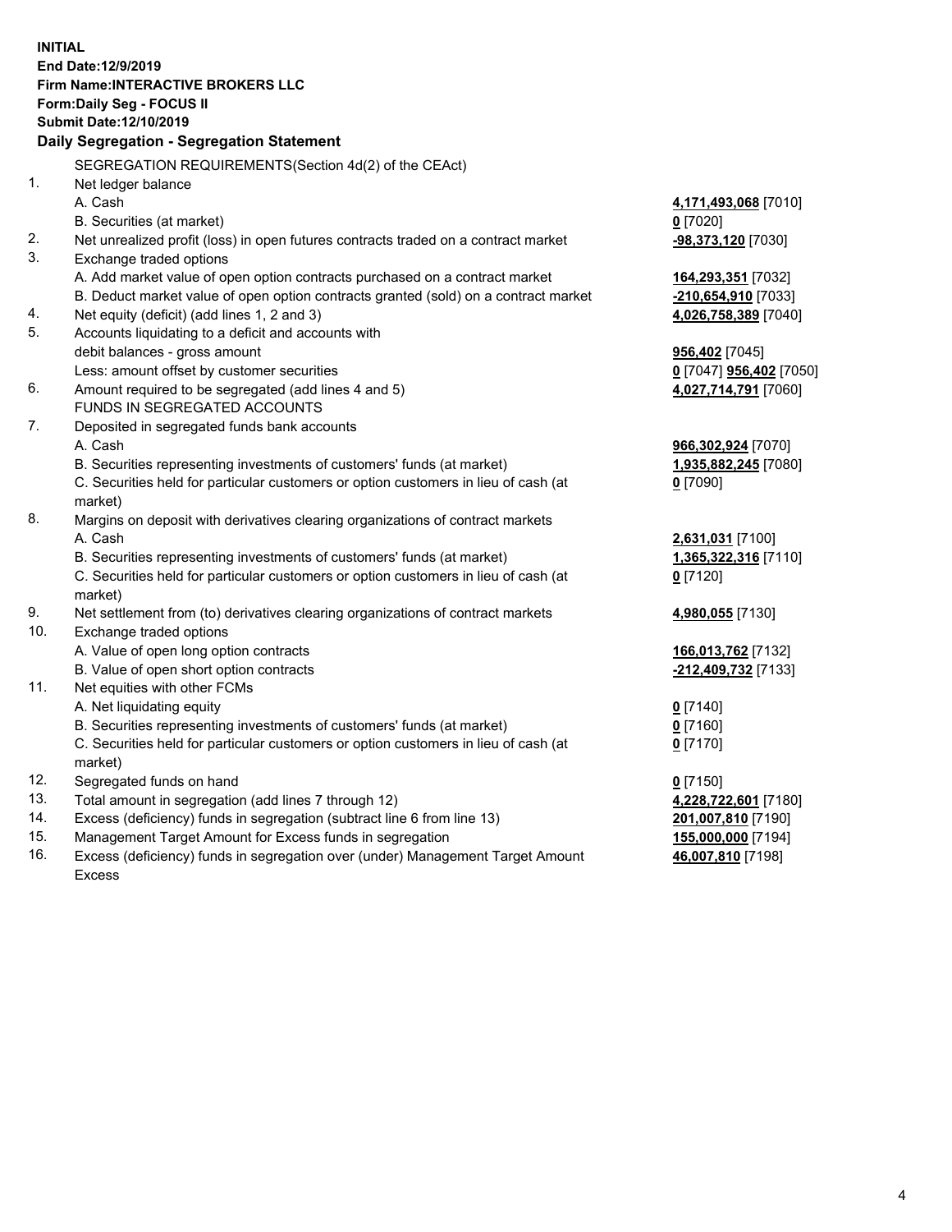**INITIAL**
**End Date:12/9/2019**
**Firm Name:INTERACTIVE BROKERS LLC**
**Form:Daily Seg - FOCUS II**
**Submit Date:12/10/2019**

**Daily Segregation - Segregation Statement**

SEGREGATION REQUIREMENTS(Section 4d(2) of the CEAct)

| | | |
|---|---|---|
| 1. | Net ledger balance | |
| | A. Cash | **4,171,493,068** [7010] |
| | B. Securities (at market) | **0** [7020] |
| 2. | Net unrealized profit (loss) in open futures contracts traded on a contract market | **-98,373,120** [7030] |
| 3. | Exchange traded options | |
| | A. Add market value of open option contracts purchased on a contract market | **164,293,351** [7032] |
| | B. Deduct market value of open option contracts granted (sold) on a contract market | **-210,654,910** [7033] |
| 4. | Net equity (deficit) (add lines 1, 2 and 3) | **4,026,758,389** [7040] |
| 5. | Accounts liquidating to a deficit and accounts with | |
| | debit balances - gross amount | **956,402** [7045] |
| | Less: amount offset by customer securities | **0** [7047] **956,402** [7050] |
| 6. | Amount required to be segregated (add lines 4 and 5) | **4,027,714,791** [7060] |
| | FUNDS IN SEGREGATED ACCOUNTS | |
| 7. | Deposited in segregated funds bank accounts | |
| | A. Cash | **966,302,924** [7070] |
| | B. Securities representing investments of customers' funds (at market) | **1,935,882,245** [7080] |
| | C. Securities held for particular customers or option customers in lieu of cash (at market) | **0** [7090] |
| 8. | Margins on deposit with derivatives clearing organizations of contract markets | |
| | A. Cash | **2,631,031** [7100] |
| | B. Securities representing investments of customers' funds (at market) | **1,365,322,316** [7110] |
| | C. Securities held for particular customers or option customers in lieu of cash (at market) | **0** [7120] |
| 9. | Net settlement from (to) derivatives clearing organizations of contract markets | **4,980,055** [7130] |
| 10. | Exchange traded options | |
| | A. Value of open long option contracts | **166,013,762** [7132] |
| | B. Value of open short option contracts | **-212,409,732** [7133] |
| 11. | Net equities with other FCMs | |
| | A. Net liquidating equity | **0** [7140] |
| | B. Securities representing investments of customers' funds (at market) | **0** [7160] |
| | C. Securities held for particular customers or option customers in lieu of cash (at market) | **0** [7170] |
| 12. | Segregated funds on hand | **0** [7150] |
| 13. | Total amount in segregation (add lines 7 through 12) | **4,228,722,601** [7180] |
| 14. | Excess (deficiency) funds in segregation (subtract line 6 from line 13) | **201,007,810** [7190] |
| 15. | Management Target Amount for Excess funds in segregation | **155,000,000** [7194] |
| 16. | Excess (deficiency) funds in segregation over (under) Management Target Amount Excess | **46,007,810** [7198] |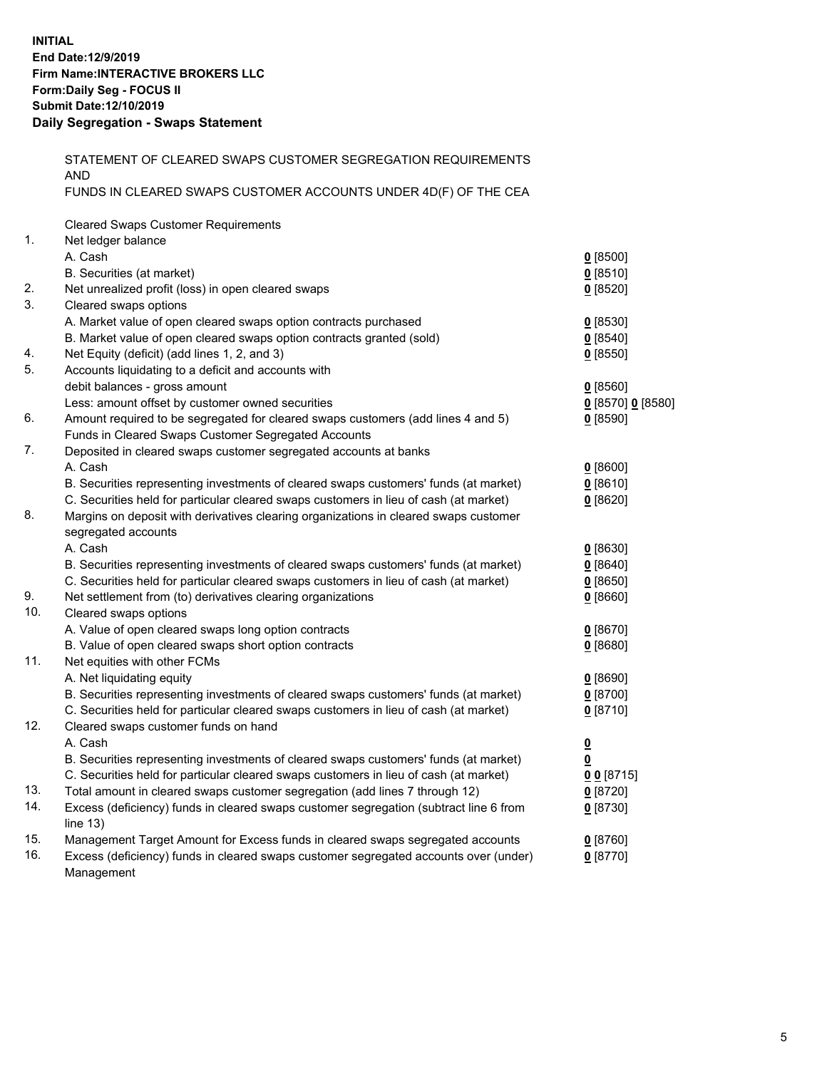**INITIAL**
**End Date:12/9/2019**
**Firm Name:INTERACTIVE BROKERS LLC**
**Form:Daily Seg - FOCUS II**
**Submit Date:12/10/2019**
**Daily Segregation - Swaps Statement**

STATEMENT OF CLEARED SWAPS CUSTOMER SEGREGATION REQUIREMENTS AND FUNDS IN CLEARED SWAPS CUSTOMER ACCOUNTS UNDER 4D(F) OF THE CEA

| | | |
|---|---|---|
| | Cleared Swaps Customer Requirements | |
| 1. | Net ledger balance | |
| | A. Cash | 0 [8500] |
| | B. Securities (at market) | 0 [8510] |
| 2. | Net unrealized profit (loss) in open cleared swaps | 0 [8520] |
| 3. | Cleared swaps options | |
| | A. Market value of open cleared swaps option contracts purchased | 0 [8530] |
| | B. Market value of open cleared swaps option contracts granted (sold) | 0 [8540] |
| 4. | Net Equity (deficit) (add lines 1, 2, and 3) | 0 [8550] |
| 5. | Accounts liquidating to a deficit and accounts with | |
| | debit balances - gross amount | 0 [8560] |
| | Less: amount offset by customer owned securities | 0 [8570] 0 [8580] |
| 6. | Amount required to be segregated for cleared swaps customers (add lines 4 and 5) | 0 [8590] |
| | Funds in Cleared Swaps Customer Segregated Accounts | |
| 7. | Deposited in cleared swaps customer segregated accounts at banks | |
| | A. Cash | 0 [8600] |
| | B. Securities representing investments of cleared swaps customers' funds (at market) | 0 [8610] |
| | C. Securities held for particular cleared swaps customers in lieu of cash (at market) | 0 [8620] |
| 8. | Margins on deposit with derivatives clearing organizations in cleared swaps customer segregated accounts | |
| | A. Cash | 0 [8630] |
| | B. Securities representing investments of cleared swaps customers' funds (at market) | 0 [8640] |
| | C. Securities held for particular cleared swaps customers in lieu of cash (at market) | 0 [8650] |
| 9. | Net settlement from (to) derivatives clearing organizations | 0 [8660] |
| 10. | Cleared swaps options | |
| | A. Value of open cleared swaps long option contracts | 0 [8670] |
| | B. Value of open cleared swaps short option contracts | 0 [8680] |
| 11. | Net equities with other FCMs | |
| | A. Net liquidating equity | 0 [8690] |
| | B. Securities representing investments of cleared swaps customers' funds (at market) | 0 [8700] |
| | C. Securities held for particular cleared swaps customers in lieu of cash (at market) | 0 [8710] |
| 12. | Cleared swaps customer funds on hand | |
| | A. Cash | 0 |
| | B. Securities representing investments of cleared swaps customers' funds (at market) | 0 |
| | C. Securities held for particular cleared swaps customers in lieu of cash (at market) | 0 0 [8715] |
| 13. | Total amount in cleared swaps customer segregation (add lines 7 through 12) | 0 [8720] |
| 14. | Excess (deficiency) funds in cleared swaps customer segregation (subtract line 6 from line 13) | 0 [8730] |
| 15. | Management Target Amount for Excess funds in cleared swaps segregated accounts | 0 [8760] |
| 16. | Excess (deficiency) funds in cleared swaps customer segregated accounts over (under) Management | 0 [8770] |